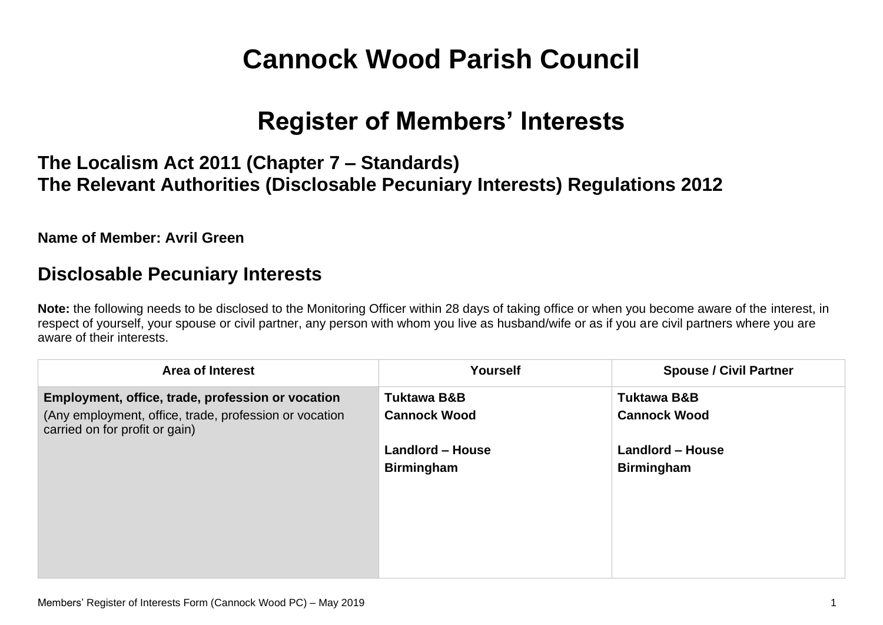# Cannock Wood Parish Council

# Register of Members' Interests

## The Localism Act 2011 (Chapter 7 – Standards)
## The Relevant Authorities (Disclosable Pecuniary Interests) Regulations 2012

**Name of Member: Avril Green**

## Disclosable Pecuniary Interests

**Note:** the following needs to be disclosed to the Monitoring Officer within 28 days of taking office or when you become aware of the interest, in respect of yourself, your spouse or civil partner, any person with whom you live as husband/wife or as if you are civil partners where you are aware of their interests.

| Area of Interest | Yourself | Spouse / Civil Partner |
| --- | --- | --- |
| **Employment, office, trade, profession or vocation**<br>(Any employment, office, trade, profession or vocation carried on for profit or gain) | **Tuktawa B&B**<br>**Cannock Wood**<br><br>**Landlord – House**<br>**Birmingham** | **Tuktawa B&B**<br>**Cannock Wood**<br><br>**Landlord – House**<br>**Birmingham** |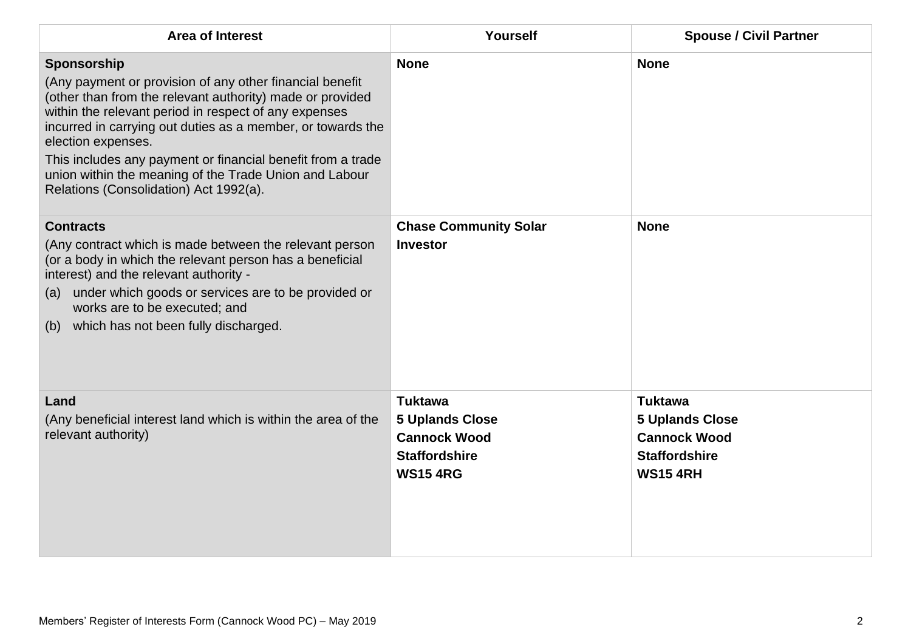| Area of Interest | Yourself | Spouse / Civil Partner |
| --- | --- | --- |
| **Sponsorship**<br>(Any payment or provision of any other financial benefit (other than from the relevant authority) made or provided within the relevant period in respect of any expenses incurred in carrying out duties as a member, or towards the election expenses.<br>This includes any payment or financial benefit from a trade union within the meaning of the Trade Union and Labour Relations (Consolidation) Act 1992(a). | **None** | **None** |
| **Contracts**<br>(Any contract which is made between the relevant person (or a body in which the relevant person has a beneficial interest) and the relevant authority -<br>(a) under which goods or services are to be provided or works are to be executed; and<br>(b) which has not been fully discharged. | **Chase Community Solar**<br>**Investor** | **None** |
| **Land**<br>(Any beneficial interest land which is within the area of the relevant authority) | **Tuktawa**<br>**5 Uplands Close**<br>**Cannock Wood**<br>**Staffordshire**<br>**WS15 4RG** | **Tuktawa**<br>**5 Uplands Close**<br>**Cannock Wood**<br>**Staffordshire**<br>**WS15 4RH** |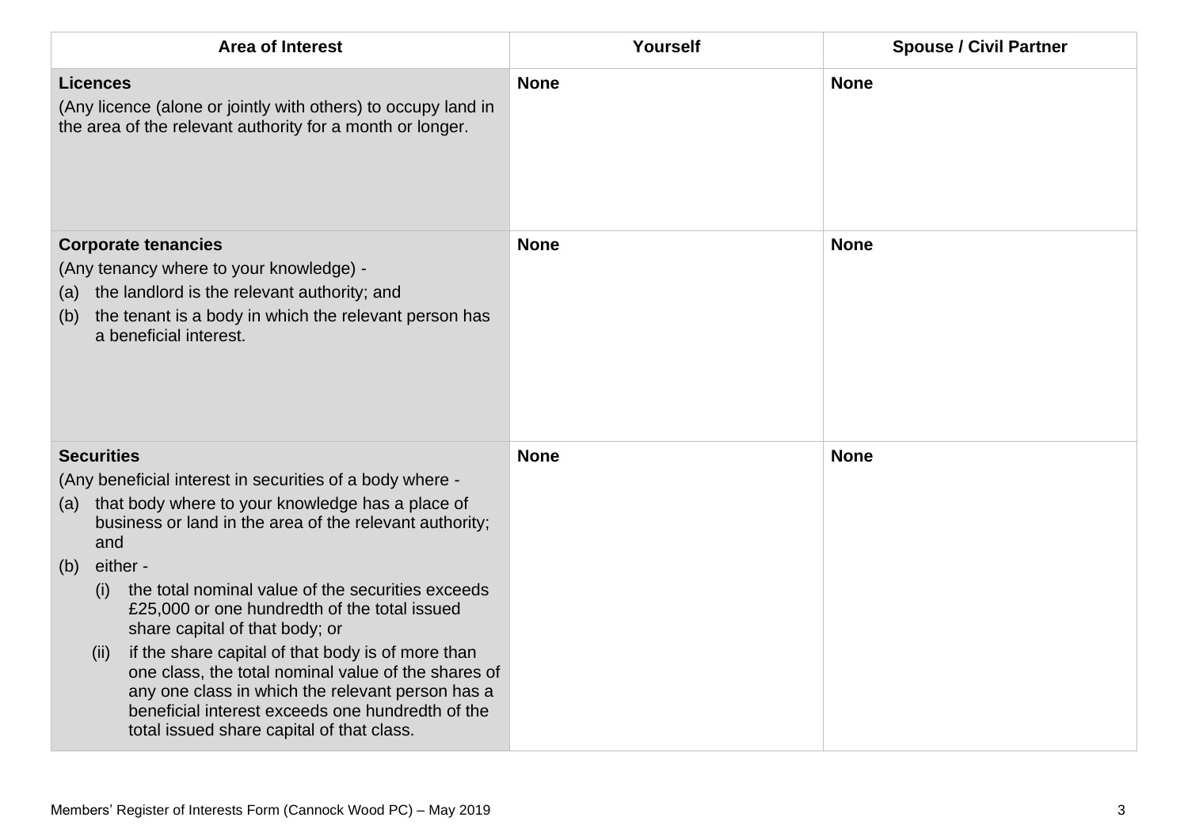| Area of Interest | Yourself | Spouse / Civil Partner |
| --- | --- | --- |
| **Licences**<br>(Any licence (alone or jointly with others) to occupy land in the area of the relevant authority for a month or longer. | **None** | **None** |
| **Corporate tenancies**<br>(Any tenancy where to your knowledge) -<br>(a) the landlord is the relevant authority; and<br>(b) the tenant is a body in which the relevant person has a beneficial interest. | **None** | **None** |
| **Securities**<br>(Any beneficial interest in securities of a body where -<br>(a) that body where to your knowledge has a place of business or land in the area of the relevant authority; and<br>(b) either -<br>(i) the total nominal value of the securities exceeds £25,000 or one hundredth of the total issued share capital of that body; or<br>(ii) if the share capital of that body is of more than one class, the total nominal value of the shares of any one class in which the relevant person has a beneficial interest exceeds one hundredth of the total issued share capital of that class. | **None** | **None** |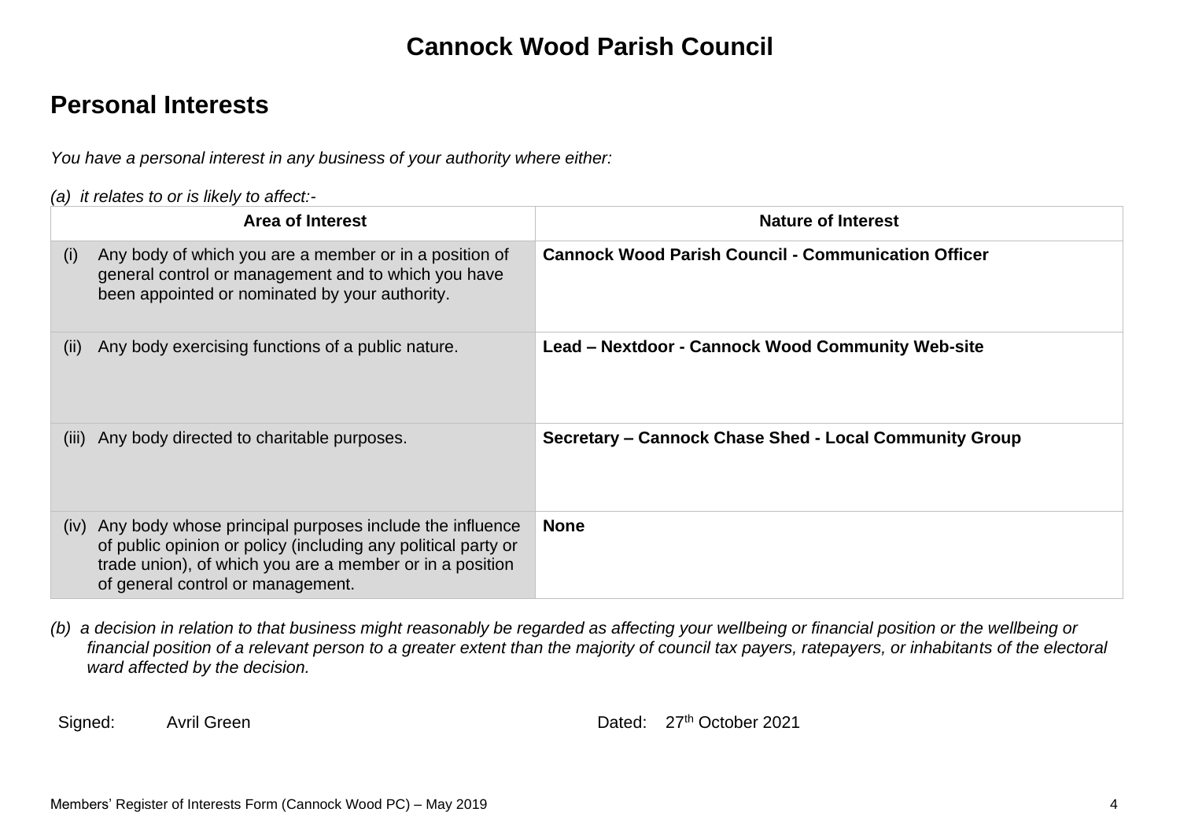# Cannock Wood Parish Council

## Personal Interests

*You have a personal interest in any business of your authority where either:*

*(a) it relates to or is likely to affect:-*

| Area of Interest | Nature of Interest |
|---|---|
| (i) Any body of which you are a member or in a position of general control or management and to which you have been appointed or nominated by your authority. | **Cannock Wood Parish Council - Communication Officer** |
| (ii) Any body exercising functions of a public nature. | **Lead – Nextdoor - Cannock Wood Community Web-site** |
| (iii) Any body directed to charitable purposes. | **Secretary – Cannock Chase Shed - Local Community Group** |
| (iv) Any body whose principal purposes include the influence of public opinion or policy (including any political party or trade union), of which you are a member or in a position of general control or management. | **None** |

*(b) a decision in relation to that business might reasonably be regarded as affecting your wellbeing or financial position or the wellbeing or financial position of a relevant person to a greater extent than the majority of council tax payers, ratepayers, or inhabitants of the electoral ward affected by the decision.*

Signed: Avril Green

Dated: 27th October 2021

Members' Register of Interests Form (Cannock Wood PC) – May 2019